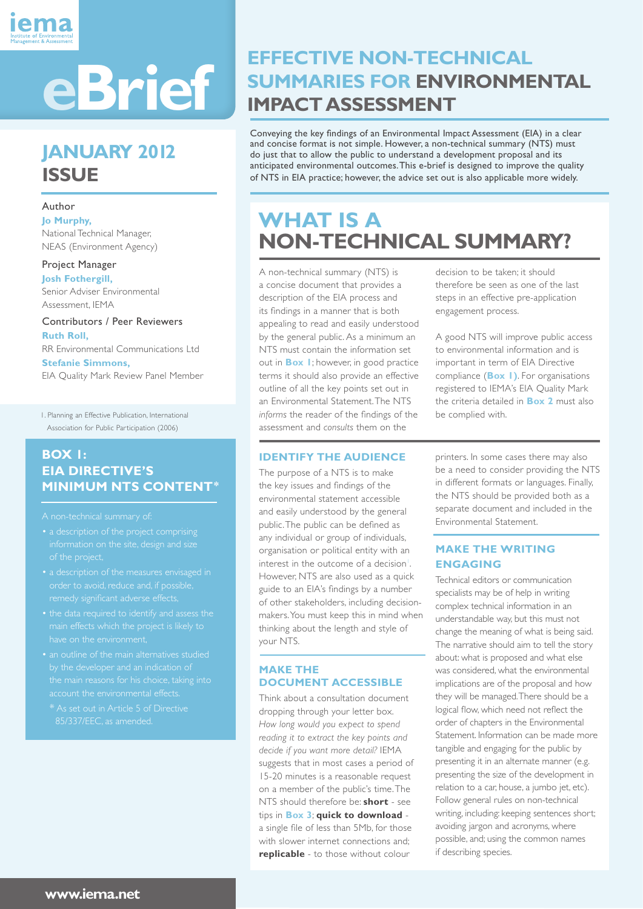iema

Institute of Environmental Management & Assessment

# eBrief

## JANUARY 2012 ISSUE

Author

**Jo Murphy,**
National Technical Manager, NEAS (Environment Agency)

Project Manager

**Josh Fothergill,**
Senior Adviser Environmental Assessment, IEMA

Contributors / Peer Reviewers

**Ruth Roll,**
RR Environmental Communications Ltd

**Stefanie Simmons,**
EIA Quality Mark Review Panel Member

# EFFECTIVE NON-TECHNICAL SUMMARIES FOR ENVIRONMENTAL IMPACT ASSESSMENT

Conveying the key findings of an Environmental Impact Assessment (EIA) in a clear and concise format is not simple. However, a non-technical summary (NTS) must do just that to allow the public to understand a development proposal and its anticipated environmental outcomes. This e-brief is designed to improve the quality of NTS in EIA practice; however, the advice set out is also applicable more widely.

## WHAT IS A NON-TECHNICAL SUMMARY?

A non-technical summary (NTS) is a concise document that provides a description of the EIA process and its findings in a manner that is both appealing to read and easily understood by the general public. As a minimum an NTS must contain the information set out in **Box 1**; however, in good practice terms it should also provide an effective outline of all the key points set out in an Environmental Statement. The NTS *informs* the reader of the findings of the assessment and *consults* them on the decision to be taken; it should therefore be seen as one of the last steps in an effective pre-application engagement process.

A good NTS will improve public access to environmental information and is important in term of EIA Directive compliance (**Box 1**). For organisations registered to IEMA's EIA Quality Mark the criteria detailed in **Box 2** must also be complied with.

### IDENTIFY THE AUDIENCE

The purpose of a NTS is to make the key issues and findings of the environmental statement accessible and easily understood by the general public. The public can be defined as any individual or group of individuals, organisation or political entity with an interest in the outcome of a decision[1]. However, NTS are also used as a quick guide to an EIA's findings by a number of other stakeholders, including decision-makers. You must keep this in mind when thinking about the length and style of your NTS.

### MAKE THE DOCUMENT ACCESSIBLE

Think about a consultation document dropping through your letter box. *How long would you expect to spend reading it to extract the key points and decide if you want more detail?* IEMA suggests that in most cases a period of 15-20 minutes is a reasonable request on a member of the public's time. The NTS should therefore be: **short** - see tips in **Box 3**; **quick to download** - a single file of less than 5Mb, for those with slower internet connections and; **replicable** - to those without colour printers. In some cases there may also be a need to consider providing the NTS in different formats or languages. Finally, the NTS should be provided both as a separate document and included in the Environmental Statement.

### MAKE THE WRITING ENGAGING

Technical editors or communication specialists may be of help in writing complex technical information in an understandable way, but this must not change the meaning of what is being said. The narrative should aim to tell the story about: what is proposed and what else was considered, what the environmental implications are of the proposal and how they will be managed. There should be a logical flow, which need not reflect the order of chapters in the Environmental Statement. Information can be made more tangible and engaging for the public by presenting it in an alternate manner (e.g. presenting the size of the development in relation to a car, house, a jumbo jet, etc). Follow general rules on non-technical writing, including: keeping sentences short; avoiding jargon and acronyms, where possible, and; using the common names if describing species.

1. Planning an Effective Publication, International Association for Public Participation (2006)

### BOX 1: EIA DIRECTIVE'S MINIMUM NTS CONTENT*

A non-technical summary of:

- a description of the project comprising information on the site, design and size of the project,
- a description of the measures envisaged in order to avoid, reduce and, if possible, remedy significant adverse effects,
- the data required to identify and assess the main effects which the project is likely to have on the environment,
- an outline of the main alternatives studied by the developer and an indication of the main reasons for his choice, taking into account the environmental effects.

\* As set out in Article 5 of Directive 85/337/EEC, as amended.

www.iema.net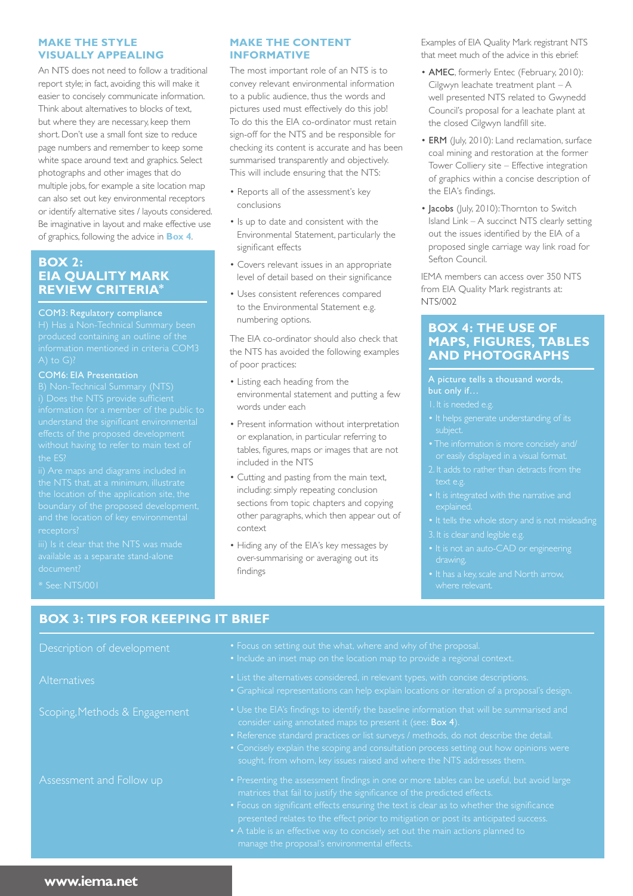## MAKE THE STYLE VISUALLY APPEALING

An NTS does not need to follow a traditional report style; in fact, avoiding this will make it easier to concisely communicate information. Think about alternatives to blocks of text, but where they are necessary, keep them short. Don't use a small font size to reduce page numbers and remember to keep some white space around text and graphics. Select photographs and other images that do multiple jobs, for example a site location map can also set out key environmental receptors or identify alternative sites / layouts considered. Be imaginative in layout and make effective use of graphics, following the advice in **Box 4**.

## BOX 2: EIA QUALITY MARK REVIEW CRITERIA*

**COM3: Regulatory compliance**

H) Has a Non-Technical Summary been produced containing an outline of the information mentioned in criteria COM3 A) to G)?

**COM6: EIA Presentation**

B) Non-Technical Summary (NTS)

i) Does the NTS provide sufficient information for a member of the public to understand the significant environmental effects of the proposed development without having to refer to main text of the ES?

ii) Are maps and diagrams included in the NTS that, at a minimum, illustrate the location of the application site, the boundary of the proposed development, and the location of key environmental receptors?

iii) Is it clear that the NTS was made available as a separate stand-alone document?

* See: NTS/001

## MAKE THE CONTENT INFORMATIVE

The most important role of an NTS is to convey relevant environmental information to a public audience, thus the words and pictures used must effectively do this job! To do this the EIA co-ordinator must retain sign-off for the NTS and be responsible for checking its content is accurate and has been summarised transparently and objectively. This will include ensuring that the NTS:

- Reports all of the assessment's key conclusions
- Is up to date and consistent with the Environmental Statement, particularly the significant effects
- Covers relevant issues in an appropriate level of detail based on their significance
- Uses consistent references compared to the Environmental Statement e.g. numbering options.

The EIA co-ordinator should also check that the NTS has avoided the following examples of poor practices:

- Listing each heading from the environmental statement and putting a few words under each
- Present information without interpretation or explanation, in particular referring to tables, figures, maps or images that are not included in the NTS
- Cutting and pasting from the main text, including: simply repeating conclusion sections from topic chapters and copying other paragraphs, which then appear out of context
- Hiding any of the EIA's key messages by over-summarising or averaging out its findings

Examples of EIA Quality Mark registrant NTS that meet much of the advice in this ebrief:

- **AMEC**, formerly Entec (February, 2010): Cilgwyn leachate treatment plant – A well presented NTS related to Gwynedd Council's proposal for a leachate plant at the closed Cilgwyn landfill site.
- **ERM** (July, 2010): Land reclamation, surface coal mining and restoration at the former Tower Colliery site – Effective integration of graphics within a concise description of the EIA's findings.
- **Jacobs** (July, 2010): Thornton to Switch Island Link – A succinct NTS clearly setting out the issues identified by the EIA of a proposed single carriage way link road for Sefton Council.

IEMA members can access over 350 NTS from EIA Quality Mark registrants at: NTS/002

## BOX 4: THE USE OF MAPS, FIGURES, TABLES AND PHOTOGRAPHS

**A picture tells a thousand words, but only if…**

1. It is needed e.g.
   - It helps generate understanding of its subject.
   - The information is more concisely and/or easily displayed in a visual format.
2. It adds to rather than detracts from the text e.g.
   - It is integrated with the narrative and explained.
   - It tells the whole story and is not misleading
3. It is clear and legible e.g.
   - It is not an auto-CAD or engineering drawing.
   - It has a key, scale and North arrow, where relevant.

## BOX 3: TIPS FOR KEEPING IT BRIEF

| | |
|---|---|
| Description of development | • Focus on setting out the what, where and why of the proposal.<br>• Include an inset map on the location map to provide a regional context. |
| Alternatives | • List the alternatives considered, in relevant types, with concise descriptions.<br>• Graphical representations can help explain locations or iteration of a proposal's design. |
| Scoping, Methods & Engagement | • Use the EIA's findings to identify the baseline information that will be summarised and consider using annotated maps to present it (see: **Box 4**).<br>• Reference standard practices or list surveys / methods, do not describe the detail.<br>• Concisely explain the scoping and consultation process setting out how opinions were sought, from whom, key issues raised and where the NTS addresses them. |
| Assessment and Follow up | • Presenting the assessment findings in one or more tables can be useful, but avoid large matrices that fail to justify the significance of the predicted effects.<br>• Focus on significant effects ensuring the text is clear as to whether the significance presented relates to the effect prior to mitigation or post its anticipated success.<br>• A table is an effective way to concisely set out the main actions planned to manage the proposal's environmental effects. |

**www.iema.net**